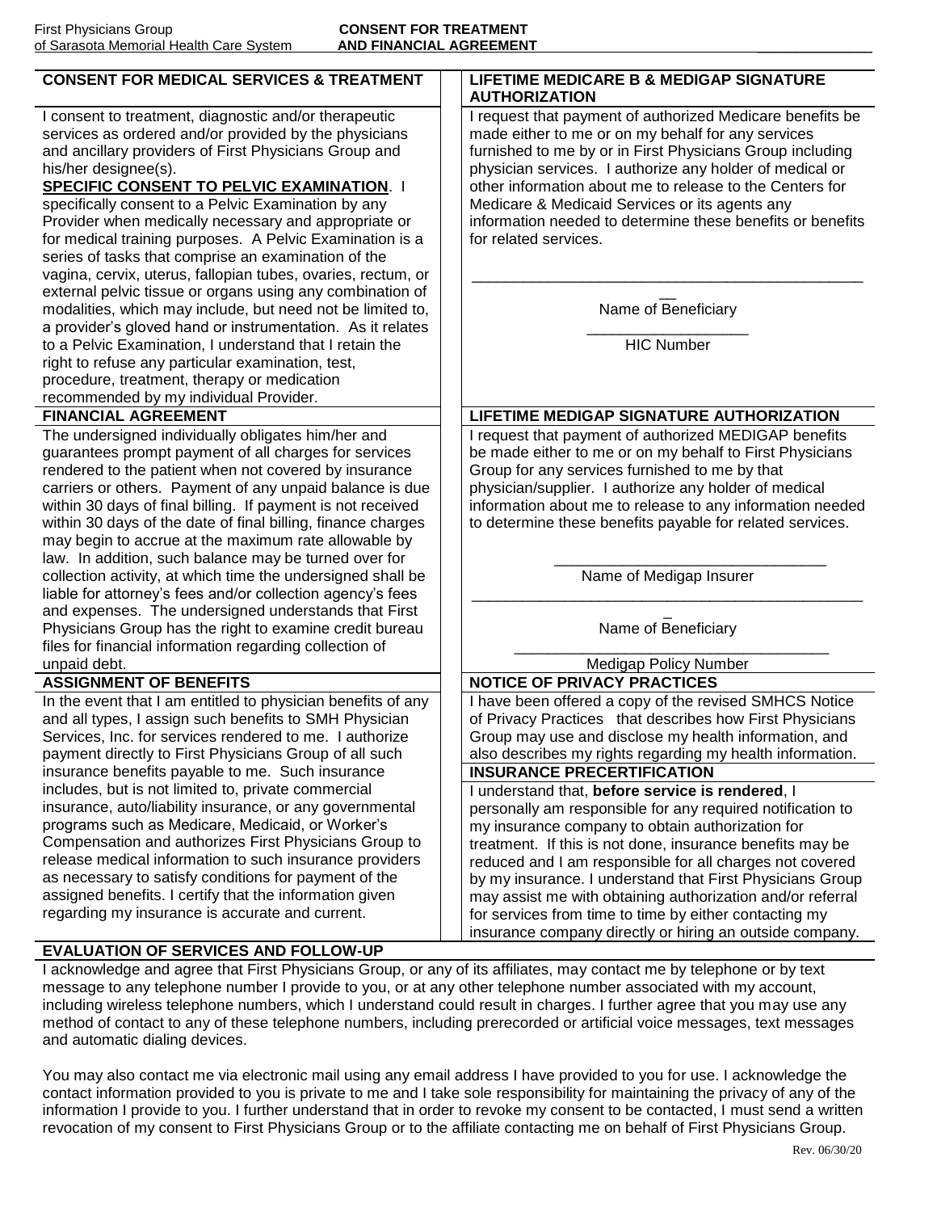First Physicians Group
of Sarasota Memorial Health Care System

# CONSENT FOR TREATMENT AND FINANCIAL AGREEMENT

## CONSENT FOR MEDICAL SERVICES & TREATMENT

I consent to treatment, diagnostic and/or therapeutic services as ordered and/or provided by the physicians and ancillary providers of First Physicians Group and his/her designee(s).

**SPECIFIC CONSENT TO PELVIC EXAMINATION**. I specifically consent to a Pelvic Examination by any Provider when medically necessary and appropriate or for medical training purposes. A Pelvic Examination is a series of tasks that comprise an examination of the vagina, cervix, uterus, fallopian tubes, ovaries, rectum, or external pelvic tissue or organs using any combination of modalities, which may include, but need not be limited to, a provider's gloved hand or instrumentation. As it relates to a Pelvic Examination, I understand that I retain the right to refuse any particular examination, test, procedure, treatment, therapy or medication recommended by my individual Provider.

## FINANCIAL AGREEMENT

The undersigned individually obligates him/her and guarantees prompt payment of all charges for services rendered to the patient when not covered by insurance carriers or others. Payment of any unpaid balance is due within 30 days of final billing. If payment is not received within 30 days of the date of final billing, finance charges may begin to accrue at the maximum rate allowable by law. In addition, such balance may be turned over for collection activity, at which time the undersigned shall be liable for attorney's fees and/or collection agency's fees and expenses. The undersigned understands that First Physicians Group has the right to examine credit bureau files for financial information regarding collection of unpaid debt.

## ASSIGNMENT OF BENEFITS

In the event that I am entitled to physician benefits of any and all types, I assign such benefits to SMH Physician Services, Inc. for services rendered to me. I authorize payment directly to First Physicians Group of all such insurance benefits payable to me. Such insurance includes, but is not limited to, private commercial insurance, auto/liability insurance, or any governmental programs such as Medicare, Medicaid, or Worker's Compensation and authorizes First Physicians Group to release medical information to such insurance providers as necessary to satisfy conditions for payment of the assigned benefits. I certify that the information given regarding my insurance is accurate and current.

## LIFETIME MEDICARE B & MEDIGAP SIGNATURE AUTHORIZATION

I request that payment of authorized Medicare benefits be made either to me or on my behalf for any services furnished to me by or in First Physicians Group including physician services. I authorize any holder of medical or other information about me to release to the Centers for Medicare & Medicaid Services or its agents any information needed to determine these benefits or benefits for related services.

______________________________________________
Name of Beneficiary

___________________
HIC Number

## LIFETIME MEDIGAP SIGNATURE AUTHORIZATION

I request that payment of authorized MEDIGAP benefits be made either to me or on my behalf to First Physicians Group for any services furnished to me by that physician/supplier. I authorize any holder of medical information about me to release to any information needed to determine these benefits payable for related services.

______________________________
Name of Medigap Insurer

______________________________________________
Name of Beneficiary

___________________________________
Medigap Policy Number

## NOTICE OF PRIVACY PRACTICES

I have been offered a copy of the revised SMHCS Notice of Privacy Practices that describes how First Physicians Group may use and disclose my health information, and also describes my rights regarding my health information.

## INSURANCE PRECERTIFICATION

I understand that, **before service is rendered**, I personally am responsible for any required notification to my insurance company to obtain authorization for treatment. If this is not done, insurance benefits may be reduced and I am responsible for all charges not covered by my insurance. I understand that First Physicians Group may assist me with obtaining authorization and/or referral for services from time to time by either contacting my insurance company directly or hiring an outside company.

## EVALUATION OF SERVICES AND FOLLOW-UP

I acknowledge and agree that First Physicians Group, or any of its affiliates, may contact me by telephone or by text message to any telephone number I provide to you, or at any other telephone number associated with my account, including wireless telephone numbers, which I understand could result in charges. I further agree that you may use any method of contact to any of these telephone numbers, including prerecorded or artificial voice messages, text messages and automatic dialing devices.

You may also contact me via electronic mail using any email address I have provided to you for use. I acknowledge the contact information provided to you is private to me and I take sole responsibility for maintaining the privacy of any of the information I provide to you. I further understand that in order to revoke my consent to be contacted, I must send a written revocation of my consent to First Physicians Group or to the affiliate contacting me on behalf of First Physicians Group.

Rev. 06/30/20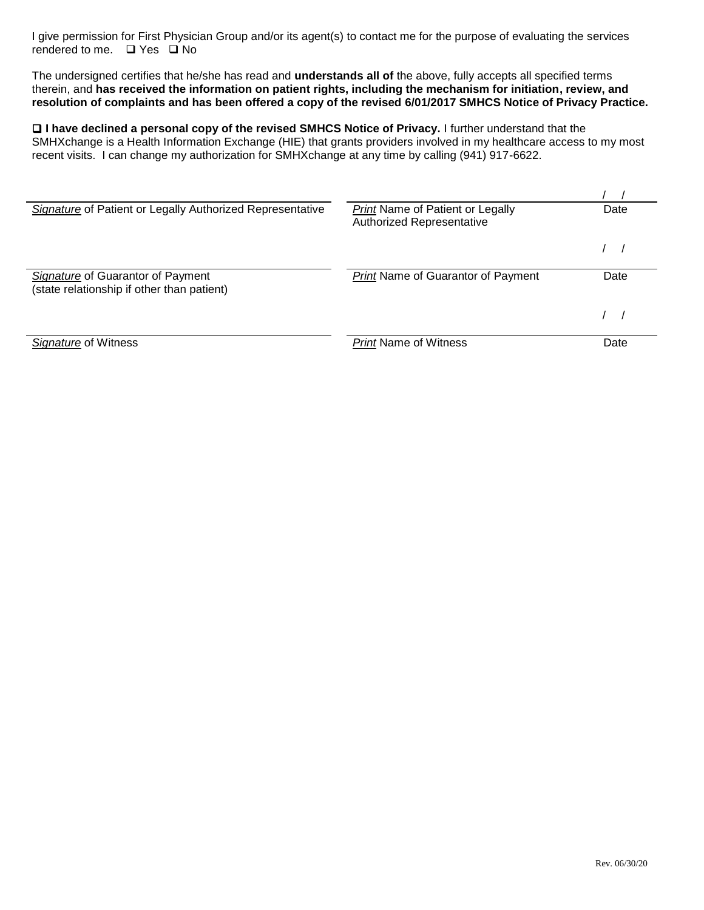I give permission for First Physician Group and/or its agent(s) to contact me for the purpose of evaluating the services rendered to me. ❑ Yes ❑ No

The undersigned certifies that he/she has read and **understands all of** the above, fully accepts all specified terms therein, and **has received the information on patient rights, including the mechanism for initiation, review, and resolution of complaints and has been offered a copy of the revised 6/01/2017 SMHCS Notice of Privacy Practice.**

❑ **I have declined a personal copy of the revised SMHCS Notice of Privacy.** I further understand that the SMHXchange is a Health Information Exchange (HIE) that grants providers involved in my healthcare access to my most recent visits. I can change my authorization for SMHXchange at any time by calling (941) 917-6622.

| | | |
|---|---|---|
| | | / / |
| *Signature* of Patient or Legally Authorized Representative | *Print* Name of Patient or Legally Authorized Representative | Date |
| | | / / |
| *Signature* of Guarantor of Payment (state relationship if other than patient) | *Print* Name of Guarantor of Payment | Date |
| | | / / |
| *Signature* of Witness | *Print* Name of Witness | Date |

Rev. 06/30/20